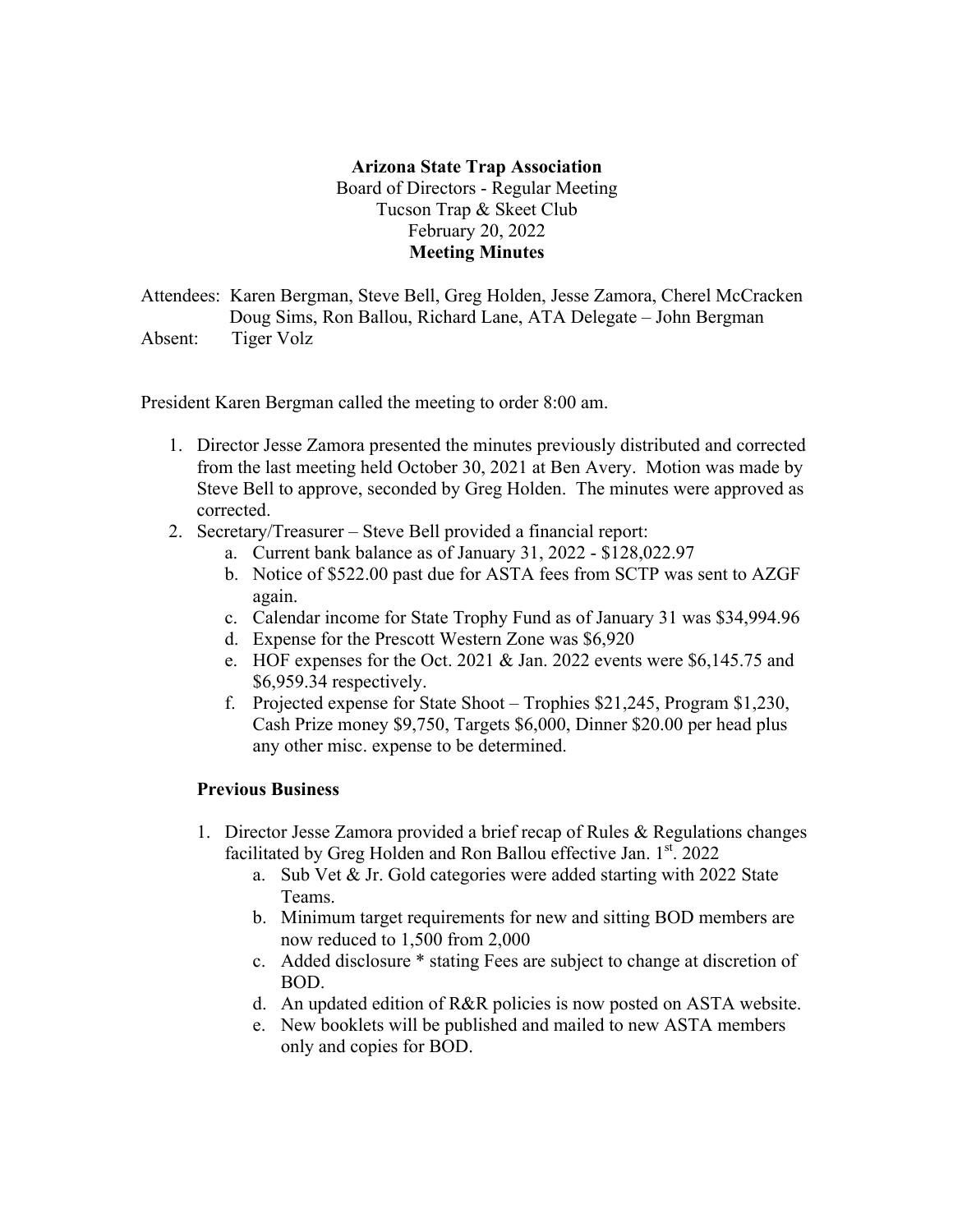**Arizona State Trap Association**
Board of Directors - Regular Meeting
Tucson Trap & Skeet Club
February 20, 2022
**Meeting Minutes**

Attendees: Karen Bergman, Steve Bell, Greg Holden, Jesse Zamora, Cherel McCracken
Doug Sims, Ron Ballou, Richard Lane, ATA Delegate – John Bergman
Absent: Tiger Volz

President Karen Bergman called the meeting to order 8:00 am.

1. Director Jesse Zamora presented the minutes previously distributed and corrected from the last meeting held October 30, 2021 at Ben Avery. Motion was made by Steve Bell to approve, seconded by Greg Holden. The minutes were approved as corrected.
2. Secretary/Treasurer – Steve Bell provided a financial report:
   a. Current bank balance as of January 31, 2022 - $128,022.97
   b. Notice of $522.00 past due for ASTA fees from SCTP was sent to AZGF again.
   c. Calendar income for State Trophy Fund as of January 31 was $34,994.96
   d. Expense for the Prescott Western Zone was $6,920
   e. HOF expenses for the Oct. 2021 & Jan. 2022 events were $6,145.75 and $6,959.34 respectively.
   f. Projected expense for State Shoot – Trophies $21,245, Program $1,230, Cash Prize money $9,750, Targets $6,000, Dinner $20.00 per head plus any other misc. expense to be determined.

**Previous Business**

1. Director Jesse Zamora provided a brief recap of Rules & Regulations changes facilitated by Greg Holden and Ron Ballou effective Jan. 1st. 2022
   a. Sub Vet & Jr. Gold categories were added starting with 2022 State Teams.
   b. Minimum target requirements for new and sitting BOD members are now reduced to 1,500 from 2,000
   c. Added disclosure * stating Fees are subject to change at discretion of BOD.
   d. An updated edition of R&R policies is now posted on ASTA website.
   e. New booklets will be published and mailed to new ASTA members only and copies for BOD.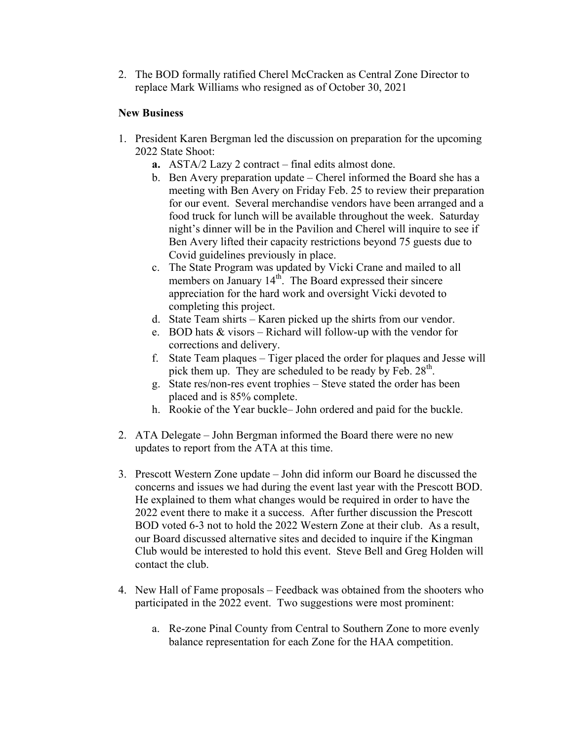2. The BOD formally ratified Cherel McCracken as Central Zone Director to replace Mark Williams who resigned as of October 30, 2021

**New Business**

1. President Karen Bergman led the discussion on preparation for the upcoming 2022 State Shoot:
   a. ASTA/2 Lazy 2 contract – final edits almost done.
   b. Ben Avery preparation update – Cherel informed the Board she has a meeting with Ben Avery on Friday Feb. 25 to review their preparation for our event. Several merchandise vendors have been arranged and a food truck for lunch will be available throughout the week. Saturday night's dinner will be in the Pavilion and Cherel will inquire to see if Ben Avery lifted their capacity restrictions beyond 75 guests due to Covid guidelines previously in place.
   c. The State Program was updated by Vicki Crane and mailed to all members on January 14th. The Board expressed their sincere appreciation for the hard work and oversight Vicki devoted to completing this project.
   d. State Team shirts – Karen picked up the shirts from our vendor.
   e. BOD hats & visors – Richard will follow-up with the vendor for corrections and delivery.
   f. State Team plaques – Tiger placed the order for plaques and Jesse will pick them up. They are scheduled to be ready by Feb. 28th.
   g. State res/non-res event trophies – Steve stated the order has been placed and is 85% complete.
   h. Rookie of the Year buckle– John ordered and paid for the buckle.

2. ATA Delegate – John Bergman informed the Board there were no new updates to report from the ATA at this time.

3. Prescott Western Zone update – John did inform our Board he discussed the concerns and issues we had during the event last year with the Prescott BOD. He explained to them what changes would be required in order to have the 2022 event there to make it a success. After further discussion the Prescott BOD voted 6-3 not to hold the 2022 Western Zone at their club. As a result, our Board discussed alternative sites and decided to inquire if the Kingman Club would be interested to hold this event. Steve Bell and Greg Holden will contact the club.

4. New Hall of Fame proposals – Feedback was obtained from the shooters who participated in the 2022 event. Two suggestions were most prominent:

   a. Re-zone Pinal County from Central to Southern Zone to more evenly balance representation for each Zone for the HAA competition.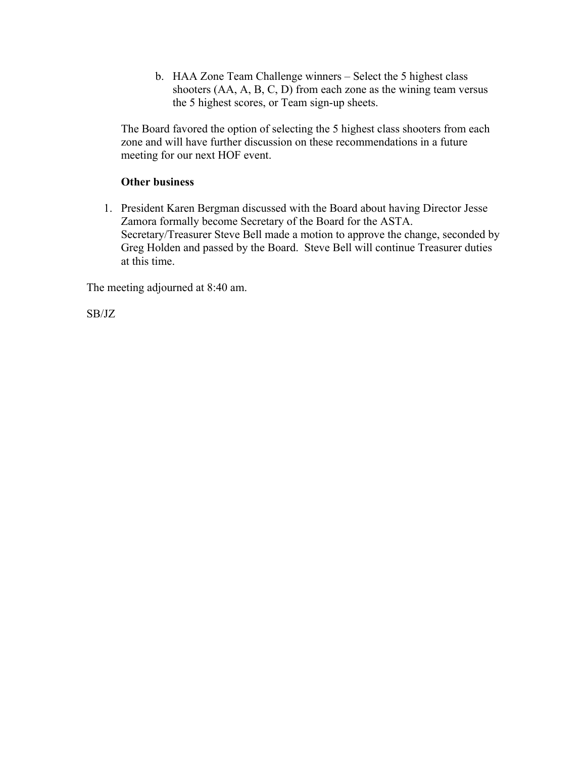b. HAA Zone Team Challenge winners – Select the 5 highest class shooters (AA, A, B, C, D) from each zone as the wining team versus the 5 highest scores, or Team sign-up sheets.

The Board favored the option of selecting the 5 highest class shooters from each zone and will have further discussion on these recommendations in a future meeting for our next HOF event.

**Other business**

1. President Karen Bergman discussed with the Board about having Director Jesse Zamora formally become Secretary of the Board for the ASTA. Secretary/Treasurer Steve Bell made a motion to approve the change, seconded by Greg Holden and passed by the Board. Steve Bell will continue Treasurer duties at this time.

The meeting adjourned at 8:40 am.

SB/JZ